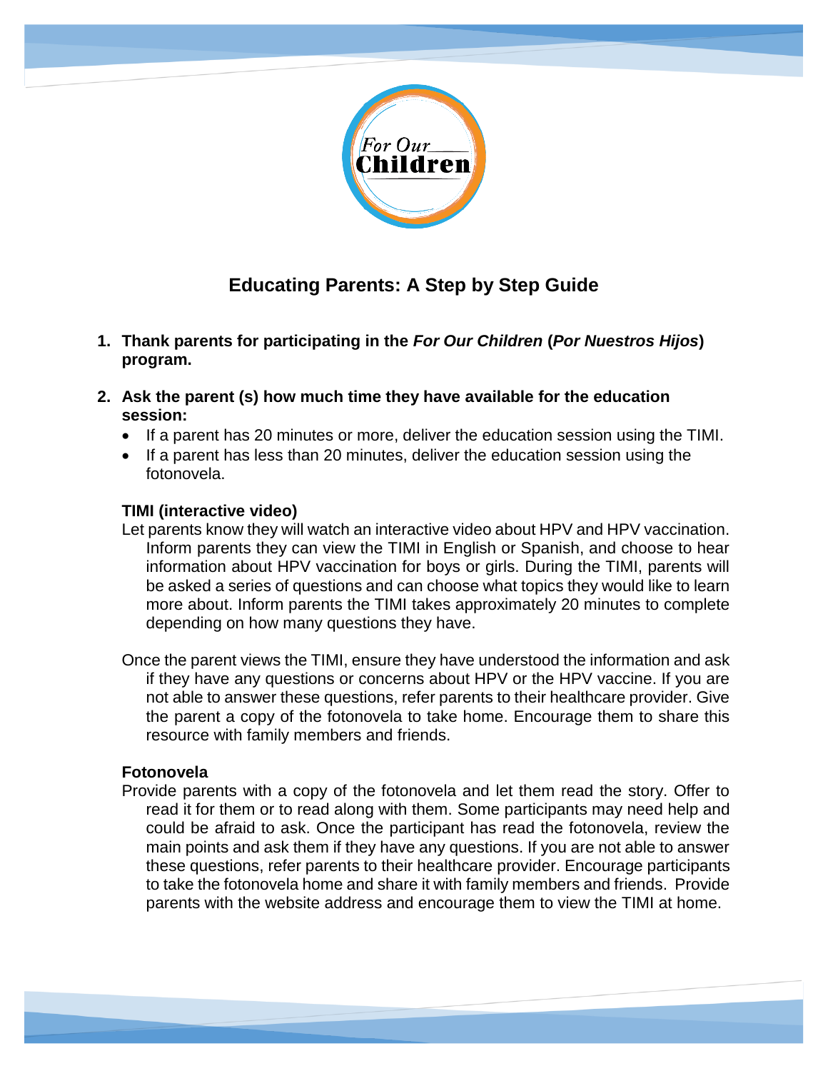For Our Children

# Educating Parents: A Step by Step Guide

1. **Thank parents for participating in the *For Our Children* (*Por Nuestros Hijos*) program.**

2. **Ask the parent (s) how much time they have available for the education session:**
   - If a parent has 20 minutes or more, deliver the education session using the TIMI.
   - If a parent has less than 20 minutes, deliver the education session using the fotonovela.

**TIMI (interactive video)**

Let parents know they will watch an interactive video about HPV and HPV vaccination. Inform parents they can view the TIMI in English or Spanish, and choose to hear information about HPV vaccination for boys or girls. During the TIMI, parents will be asked a series of questions and can choose what topics they would like to learn more about. Inform parents the TIMI takes approximately 20 minutes to complete depending on how many questions they have.

Once the parent views the TIMI, ensure they have understood the information and ask if they have any questions or concerns about HPV or the HPV vaccine. If you are not able to answer these questions, refer parents to their healthcare provider. Give the parent a copy of the fotonovela to take home. Encourage them to share this resource with family members and friends.

**Fotonovela**

Provide parents with a copy of the fotonovela and let them read the story. Offer to read it for them or to read along with them. Some participants may need help and could be afraid to ask. Once the participant has read the fotonovela, review the main points and ask them if they have any questions. If you are not able to answer these questions, refer parents to their healthcare provider. Encourage participants to take the fotonovela home and share it with family members and friends. Provide parents with the website address and encourage them to view the TIMI at home.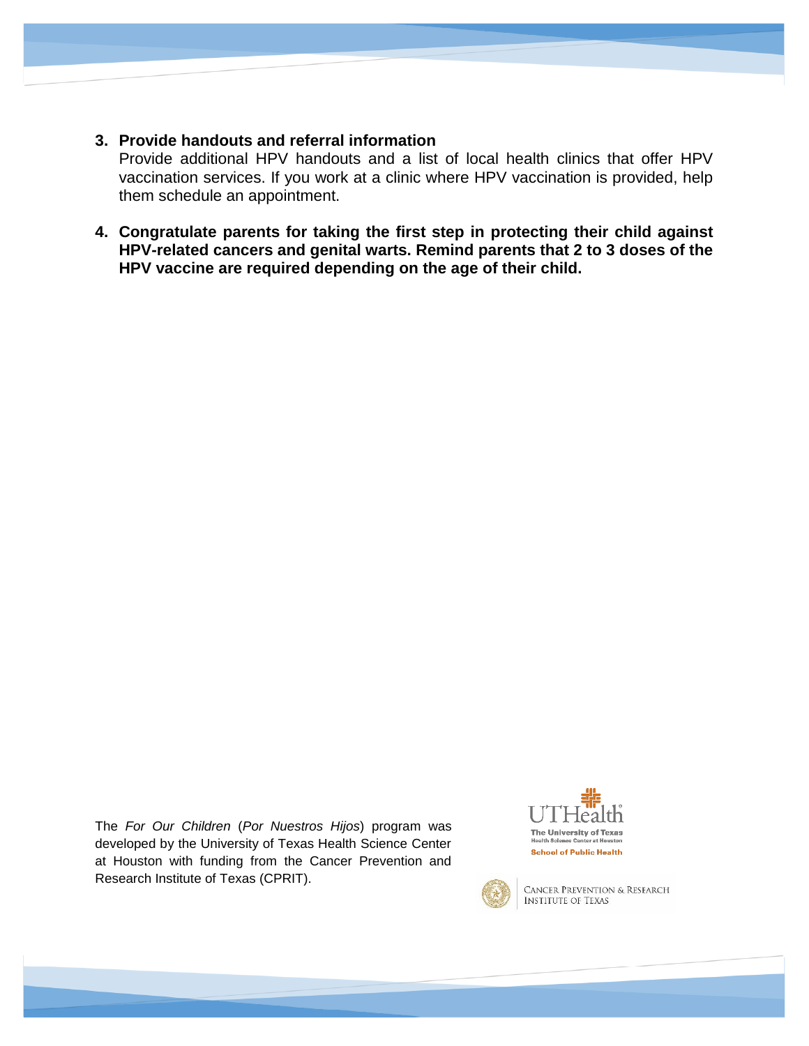3. **Provide handouts and referral information**
   Provide additional HPV handouts and a list of local health clinics that offer HPV vaccination services. If you work at a clinic where HPV vaccination is provided, help them schedule an appointment.

4. **Congratulate parents for taking the first step in protecting their child against HPV-related cancers and genital warts. Remind parents that 2 to 3 doses of the HPV vaccine are required depending on the age of their child.**

The *For Our Children* (*Por Nuestros Hijos*) program was developed by the University of Texas Health Science Center at Houston with funding from the Cancer Prevention and Research Institute of Texas (CPRIT).

UTHealth
The University of Texas
Health Science Center at Houston
School of Public Health

Cancer Prevention & Research Institute of Texas